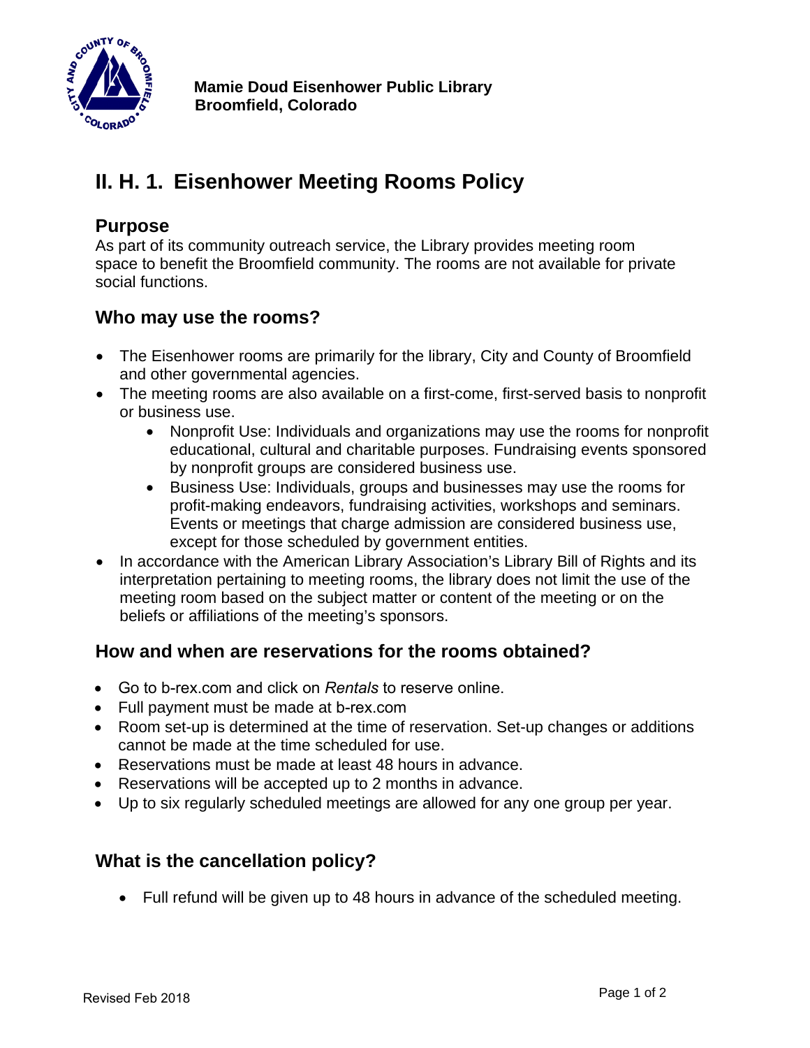**Mamie Doud Eisenhower Public Library**
**Broomfield, Colorado**

# II. H. 1. Eisenhower Meeting Rooms Policy

## Purpose

As part of its community outreach service, the Library provides meeting room space to benefit the Broomfield community. The rooms are not available for private social functions.

## Who may use the rooms?

- The Eisenhower rooms are primarily for the library, City and County of Broomfield and other governmental agencies.
- The meeting rooms are also available on a first-come, first-served basis to nonprofit or business use.
    - Nonprofit Use: Individuals and organizations may use the rooms for nonprofit educational, cultural and charitable purposes. Fundraising events sponsored by nonprofit groups are considered business use.
    - Business Use: Individuals, groups and businesses may use the rooms for profit-making endeavors, fundraising activities, workshops and seminars. Events or meetings that charge admission are considered business use, except for those scheduled by government entities.
- In accordance with the American Library Association's Library Bill of Rights and its interpretation pertaining to meeting rooms, the library does not limit the use of the meeting room based on the subject matter or content of the meeting or on the beliefs or affiliations of the meeting's sponsors.

## How and when are reservations for the rooms obtained?

- Go to b-rex.com and click on *Rentals* to reserve online.
- Full payment must be made at b-rex.com
- Room set-up is determined at the time of reservation. Set-up changes or additions cannot be made at the time scheduled for use.
- Reservations must be made at least 48 hours in advance.
- Reservations will be accepted up to 2 months in advance.
- Up to six regularly scheduled meetings are allowed for any one group per year.

## What is the cancellation policy?

- Full refund will be given up to 48 hours in advance of the scheduled meeting.

Revised Feb 2018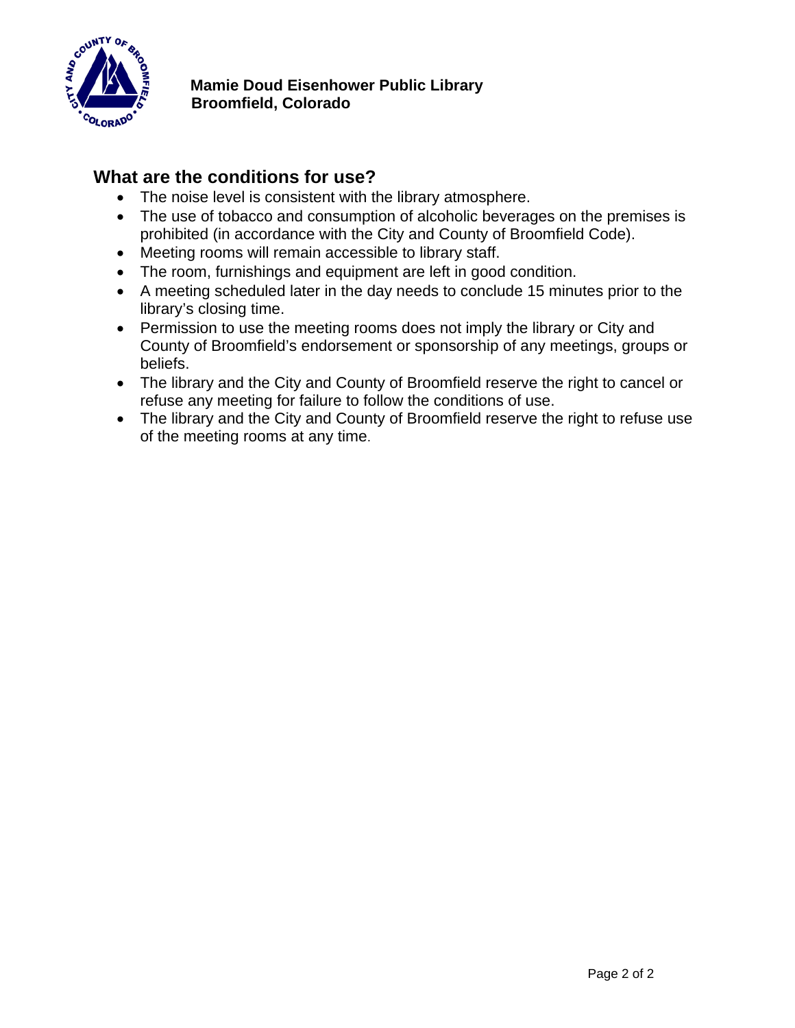**Mamie Doud Eisenhower Public Library**
**Broomfield, Colorado**

## What are the conditions for use?

- The noise level is consistent with the library atmosphere.
- The use of tobacco and consumption of alcoholic beverages on the premises is prohibited (in accordance with the City and County of Broomfield Code).
- Meeting rooms will remain accessible to library staff.
- The room, furnishings and equipment are left in good condition.
- A meeting scheduled later in the day needs to conclude 15 minutes prior to the library's closing time.
- Permission to use the meeting rooms does not imply the library or City and County of Broomfield's endorsement or sponsorship of any meetings, groups or beliefs.
- The library and the City and County of Broomfield reserve the right to cancel or refuse any meeting for failure to follow the conditions of use.
- The library and the City and County of Broomfield reserve the right to refuse use of the meeting rooms at any time.